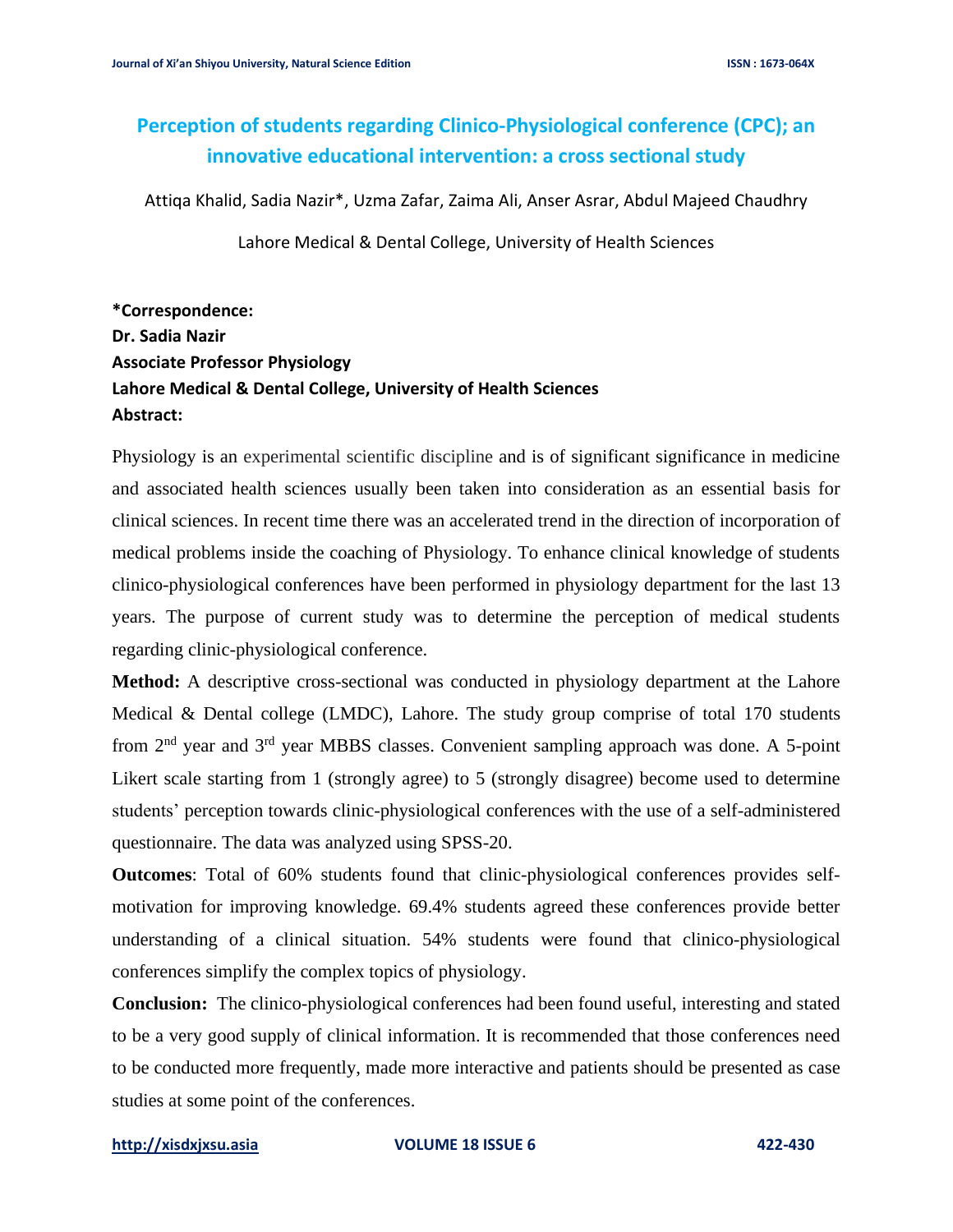# Perception of students regarding Clinico-Physiological conference (CPC); an innovative educational intervention: a cross sectional study

Attiqa Khalid, Sadia Nazir*, Uzma Zafar, Zaima Ali, Anser Asrar, Abdul Majeed Chaudhry

Lahore Medical & Dental College, University of Health Sciences

**\*Correspondence:**
**Dr. Sadia Nazir**
**Associate Professor Physiology**
**Lahore Medical & Dental College, University of Health Sciences**

**Abstract:**

Physiology is an experimental scientific discipline and is of significant significance in medicine and associated health sciences usually been taken into consideration as an essential basis for clinical sciences. In recent time there was an accelerated trend in the direction of incorporation of medical problems inside the coaching of Physiology. To enhance clinical knowledge of students clinico-physiological conferences have been performed in physiology department for the last 13 years. The purpose of current study was to determine the perception of medical students regarding clinic-physiological conference.

**Method:** A descriptive cross-sectional was conducted in physiology department at the Lahore Medical & Dental college (LMDC), Lahore. The study group comprise of total 170 students from 2nd year and 3rd year MBBS classes. Convenient sampling approach was done. A 5-point Likert scale starting from 1 (strongly agree) to 5 (strongly disagree) become used to determine students' perception towards clinic-physiological conferences with the use of a self-administered questionnaire. The data was analyzed using SPSS-20.

**Outcomes**: Total of 60% students found that clinic-physiological conferences provides self-motivation for improving knowledge. 69.4% students agreed these conferences provide better understanding of a clinical situation. 54% students were found that clinico-physiological conferences simplify the complex topics of physiology.

**Conclusion:** The clinico-physiological conferences had been found useful, interesting and stated to be a very good supply of clinical information. It is recommended that those conferences need to be conducted more frequently, made more interactive and patients should be presented as case studies at some point of the conferences.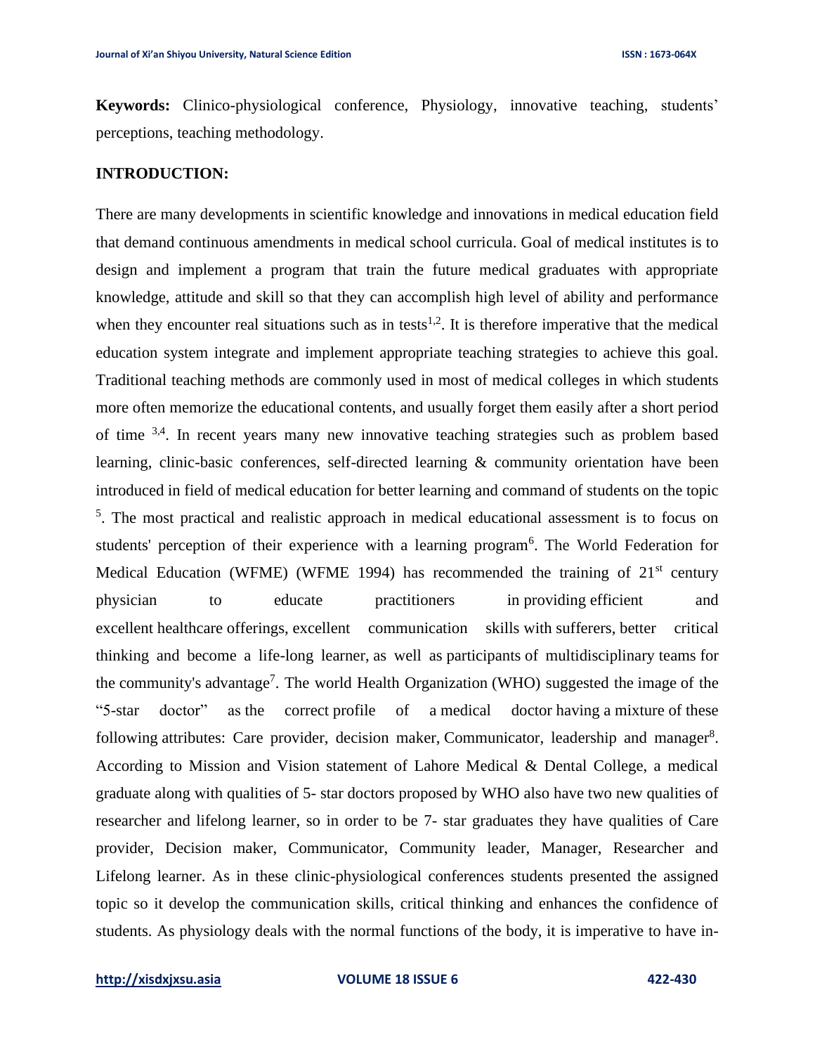**Keywords:** Clinico-physiological conference, Physiology, innovative teaching, students' perceptions, teaching methodology.

**INTRODUCTION:**

There are many developments in scientific knowledge and innovations in medical education field that demand continuous amendments in medical school curricula. Goal of medical institutes is to design and implement a program that train the future medical graduates with appropriate knowledge, attitude and skill so that they can accomplish high level of ability and performance when they encounter real situations such as in tests[1,2]. It is therefore imperative that the medical education system integrate and implement appropriate teaching strategies to achieve this goal. Traditional teaching methods are commonly used in most of medical colleges in which students more often memorize the educational contents, and usually forget them easily after a short period of time [3,4]. In recent years many new innovative teaching strategies such as problem based learning, clinic-basic conferences, self-directed learning & community orientation have been introduced in field of medical education for better learning and command of students on the topic [5]. The most practical and realistic approach in medical educational assessment is to focus on students' perception of their experience with a learning program[6]. The World Federation for Medical Education (WFME) (WFME 1994) has recommended the training of 21st century physician to educate practitioners in providing efficient and excellent healthcare offerings, excellent communication skills with sufferers, better critical thinking and become a life-long learner, as well as participants of multidisciplinary teams for the community's advantage[7]. The world Health Organization (WHO) suggested the image of the "5-star doctor" as the correct profile of a medical doctor having a mixture of these following attributes: Care provider, decision maker, Communicator, leadership and manager[8]. According to Mission and Vision statement of Lahore Medical & Dental College, a medical graduate along with qualities of 5- star doctors proposed by WHO also have two new qualities of researcher and lifelong learner, so in order to be 7- star graduates they have qualities of Care provider, Decision maker, Communicator, Community leader, Manager, Researcher and Lifelong learner. As in these clinic-physiological conferences students presented the assigned topic so it develop the communication skills, critical thinking and enhances the confidence of students. As physiology deals with the normal functions of the body, it is imperative to have in-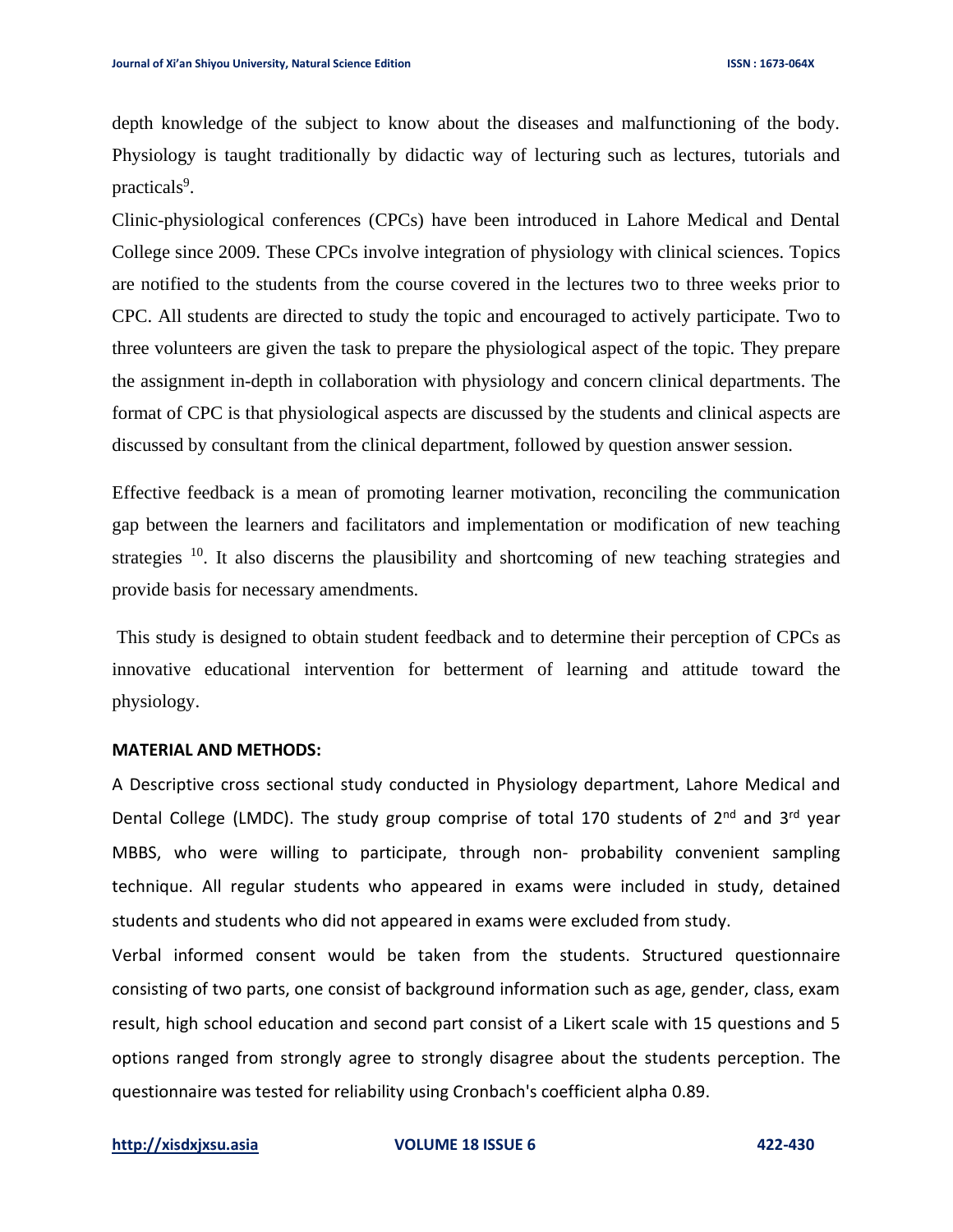depth knowledge of the subject to know about the diseases and malfunctioning of the body. Physiology is taught traditionally by didactic way of lecturing such as lectures, tutorials and practicals[9].

Clinic-physiological conferences (CPCs) have been introduced in Lahore Medical and Dental College since 2009. These CPCs involve integration of physiology with clinical sciences. Topics are notified to the students from the course covered in the lectures two to three weeks prior to CPC. All students are directed to study the topic and encouraged to actively participate. Two to three volunteers are given the task to prepare the physiological aspect of the topic. They prepare the assignment in-depth in collaboration with physiology and concern clinical departments. The format of CPC is that physiological aspects are discussed by the students and clinical aspects are discussed by consultant from the clinical department, followed by question answer session.

Effective feedback is a mean of promoting learner motivation, reconciling the communication gap between the learners and facilitators and implementation or modification of new teaching strategies [10]. It also discerns the plausibility and shortcoming of new teaching strategies and provide basis for necessary amendments.

This study is designed to obtain student feedback and to determine their perception of CPCs as innovative educational intervention for betterment of learning and attitude toward the physiology.

**MATERIAL AND METHODS:**

A Descriptive cross sectional study conducted in Physiology department, Lahore Medical and Dental College (LMDC). The study group comprise of total 170 students of 2nd and 3rd year MBBS, who were willing to participate, through non- probability convenient sampling technique. All regular students who appeared in exams were included in study, detained students and students who did not appeared in exams were excluded from study.

Verbal informed consent would be taken from the students. Structured questionnaire consisting of two parts, one consist of background information such as age, gender, class, exam result, high school education and second part consist of a Likert scale with 15 questions and 5 options ranged from strongly agree to strongly disagree about the students perception. The questionnaire was tested for reliability using Cronbach's coefficient alpha 0.89.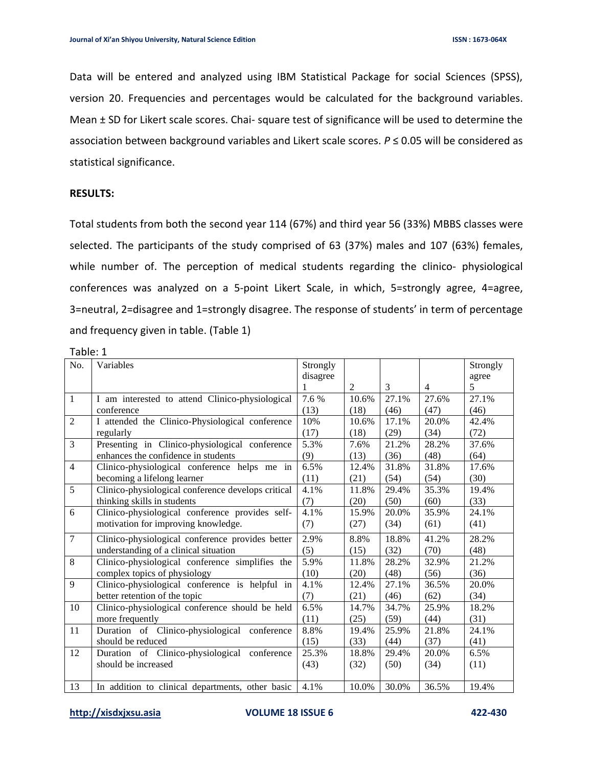Data will be entered and analyzed using IBM Statistical Package for social Sciences (SPSS), version 20. Frequencies and percentages would be calculated for the background variables. Mean ± SD for Likert scale scores. Chai- square test of significance will be used to determine the association between background variables and Likert scale scores. $P \leq 0.05$ will be considered as statistical significance.

**RESULTS:**

Total students from both the second year 114 (67%) and third year 56 (33%) MBBS classes were selected. The participants of the study comprised of 63 (37%) males and 107 (63%) females, while number of. The perception of medical students regarding the clinico- physiological conferences was analyzed on a 5-point Likert Scale, in which, 5=strongly agree, 4=agree, 3=neutral, 2=disagree and 1=strongly disagree. The response of students' in term of percentage and frequency given in table. (Table 1)

Table: 1

| No. | Variables | Strongly disagree 1 | 2 | 3 | 4 | Strongly agree 5 |
|---|---|---|---|---|---|---|
| 1 | I am interested to attend Clinico-physiological conference | 7.6 % (13) | 10.6% (18) | 27.1% (46) | 27.6% (47) | 27.1% (46) |
| 2 | I attended the Clinico-Physiological conference regularly | 10% (17) | 10.6% (18) | 17.1% (29) | 20.0% (34) | 42.4% (72) |
| 3 | Presenting in Clinico-physiological conference enhances the confidence in students | 5.3% (9) | 7.6% (13) | 21.2% (36) | 28.2% (48) | 37.6% (64) |
| 4 | Clinico-physiological conference helps me in becoming a lifelong learner | 6.5% (11) | 12.4% (21) | 31.8% (54) | 31.8% (54) | 17.6% (30) |
| 5 | Clinico-physiological conference develops critical thinking skills in students | 4.1% (7) | 11.8% (20) | 29.4% (50) | 35.3% (60) | 19.4% (33) |
| 6 | Clinico-physiological conference provides self-motivation for improving knowledge. | 4.1% (7) | 15.9% (27) | 20.0% (34) | 35.9% (61) | 24.1% (41) |
| 7 | Clinico-physiological conference provides better understanding of a clinical situation | 2.9% (5) | 8.8% (15) | 18.8% (32) | 41.2% (70) | 28.2% (48) |
| 8 | Clinico-physiological conference simplifies the complex topics of physiology | 5.9% (10) | 11.8% (20) | 28.2% (48) | 32.9% (56) | 21.2% (36) |
| 9 | Clinico-physiological conference is helpful in better retention of the topic | 4.1% (7) | 12.4% (21) | 27.1% (46) | 36.5% (62) | 20.0% (34) |
| 10 | Clinico-physiological conference should be held more frequently | 6.5% (11) | 14.7% (25) | 34.7% (59) | 25.9% (44) | 18.2% (31) |
| 11 | Duration of Clinico-physiological conference should be reduced | 8.8% (15) | 19.4% (33) | 25.9% (44) | 21.8% (37) | 24.1% (41) |
| 12 | Duration of Clinico-physiological conference should be increased | 25.3% (43) | 18.8% (32) | 29.4% (50) | 20.0% (34) | 6.5% (11) |
| 13 | In addition to clinical departments, other basic | 4.1% | 10.0% | 30.0% | 36.5% | 19.4% |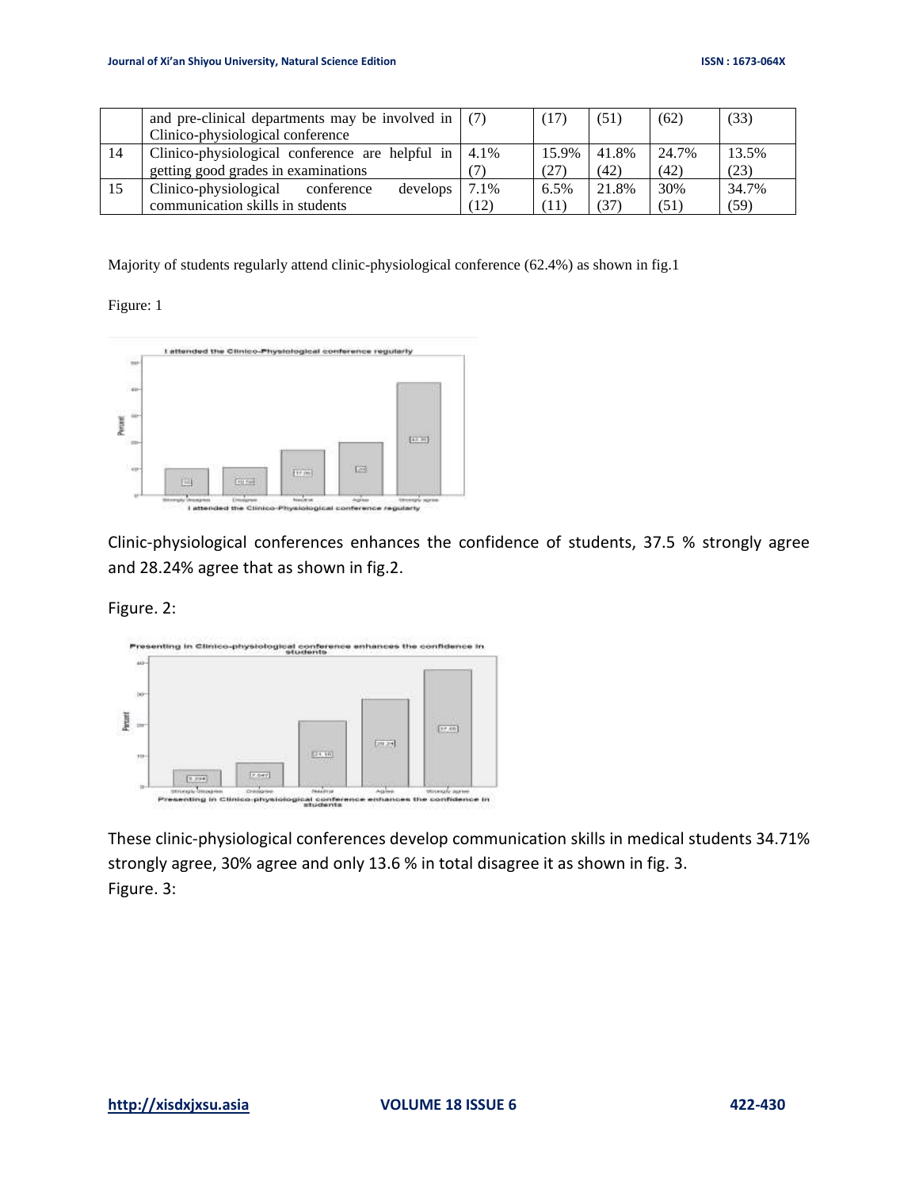|  | and pre-clinical departments may be involved in Clinico-physiological conference | (7) | (17) | (51) | (62) | (33) |
|---|---|---|---|---|---|---|
| 14 | Clinico-physiological conference are helpful in getting good grades in examinations | 4.1% (7) | 15.9% (27) | 41.8% (42) | 24.7% (42) | 13.5% (23) |
| 15 | Clinico-physiological conference develops communication skills in students | 7.1% (12) | 6.5% (11) | 21.8% (37) | 30% (51) | 34.7% (59) |

Majority of students regularly attend clinic-physiological conference (62.4%) as shown in fig.1

Figure: 1

Clinic-physiological conferences enhances the confidence of students, 37.5 % strongly agree and 28.24% agree that as shown in fig.2.

Figure. 2:

These clinic-physiological conferences develop communication skills in medical students 34.71% strongly agree, 30% agree and only 13.6 % in total disagree it as shown in fig. 3.

Figure. 3: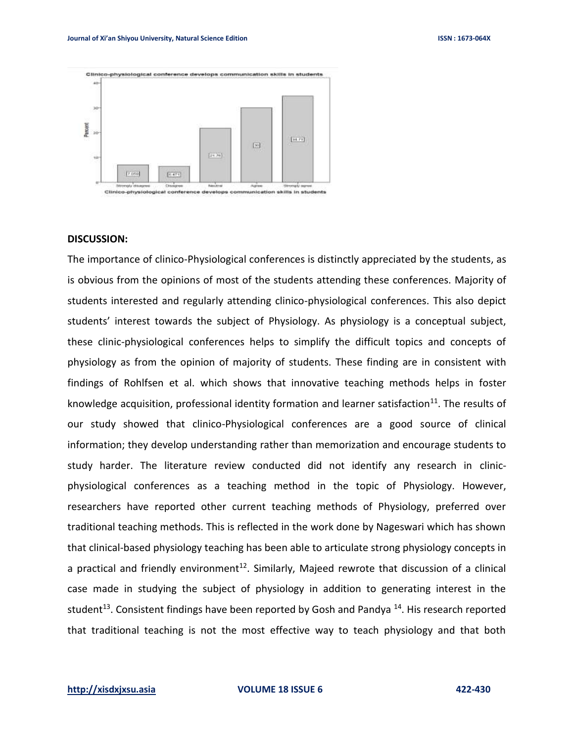## DISCUSSION:

The importance of clinico-Physiological conferences is distinctly appreciated by the students, as is obvious from the opinions of most of the students attending these conferences. Majority of students interested and regularly attending clinico-physiological conferences. This also depict students' interest towards the subject of Physiology. As physiology is a conceptual subject, these clinic-physiological conferences helps to simplify the difficult topics and concepts of physiology as from the opinion of majority of students. These finding are in consistent with findings of Rohlfsen et al. which shows that innovative teaching methods helps in foster knowledge acquisition, professional identity formation and learner satisfaction[11]. The results of our study showed that clinico-Physiological conferences are a good source of clinical information; they develop understanding rather than memorization and encourage students to study harder. The literature review conducted did not identify any research in clinic-physiological conferences as a teaching method in the topic of Physiology. However, researchers have reported other current teaching methods of Physiology, preferred over traditional teaching methods. This is reflected in the work done by Nageswari which has shown that clinical-based physiology teaching has been able to articulate strong physiology concepts in a practical and friendly environment[12]. Similarly, Majeed rewrote that discussion of a clinical case made in studying the subject of physiology in addition to generating interest in the student[13]. Consistent findings have been reported by Gosh and Pandya [14]. His research reported that traditional teaching is not the most effective way to teach physiology and that both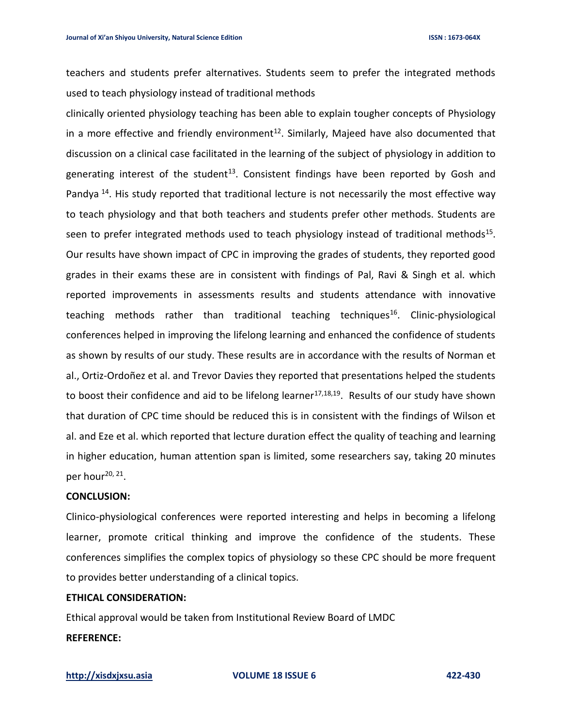teachers and students prefer alternatives. Students seem to prefer the integrated methods used to teach physiology instead of traditional methods

clinically oriented physiology teaching has been able to explain tougher concepts of Physiology in a more effective and friendly environment[12]. Similarly, Majeed have also documented that discussion on a clinical case facilitated in the learning of the subject of physiology in addition to generating interest of the student[13]. Consistent findings have been reported by Gosh and Pandya [14]. His study reported that traditional lecture is not necessarily the most effective way to teach physiology and that both teachers and students prefer other methods. Students are seen to prefer integrated methods used to teach physiology instead of traditional methods[15]. Our results have shown impact of CPC in improving the grades of students, they reported good grades in their exams these are in consistent with findings of Pal, Ravi & Singh et al. which reported improvements in assessments results and students attendance with innovative teaching methods rather than traditional teaching techniques[16]. Clinic-physiological conferences helped in improving the lifelong learning and enhanced the confidence of students as shown by results of our study. These results are in accordance with the results of Norman et al., Ortiz-Ordoñez et al. and Trevor Davies they reported that presentations helped the students to boost their confidence and aid to be lifelong learner[17,18,19]. Results of our study have shown that duration of CPC time should be reduced this is in consistent with the findings of Wilson et al. and Eze et al. which reported that lecture duration effect the quality of teaching and learning in higher education, human attention span is limited, some researchers say, taking 20 minutes per hour[20, 21].

**CONCLUSION:**

Clinico-physiological conferences were reported interesting and helps in becoming a lifelong learner, promote critical thinking and improve the confidence of the students. These conferences simplifies the complex topics of physiology so these CPC should be more frequent to provides better understanding of a clinical topics.

**ETHICAL CONSIDERATION:**

Ethical approval would be taken from Institutional Review Board of LMDC

**REFERENCE:**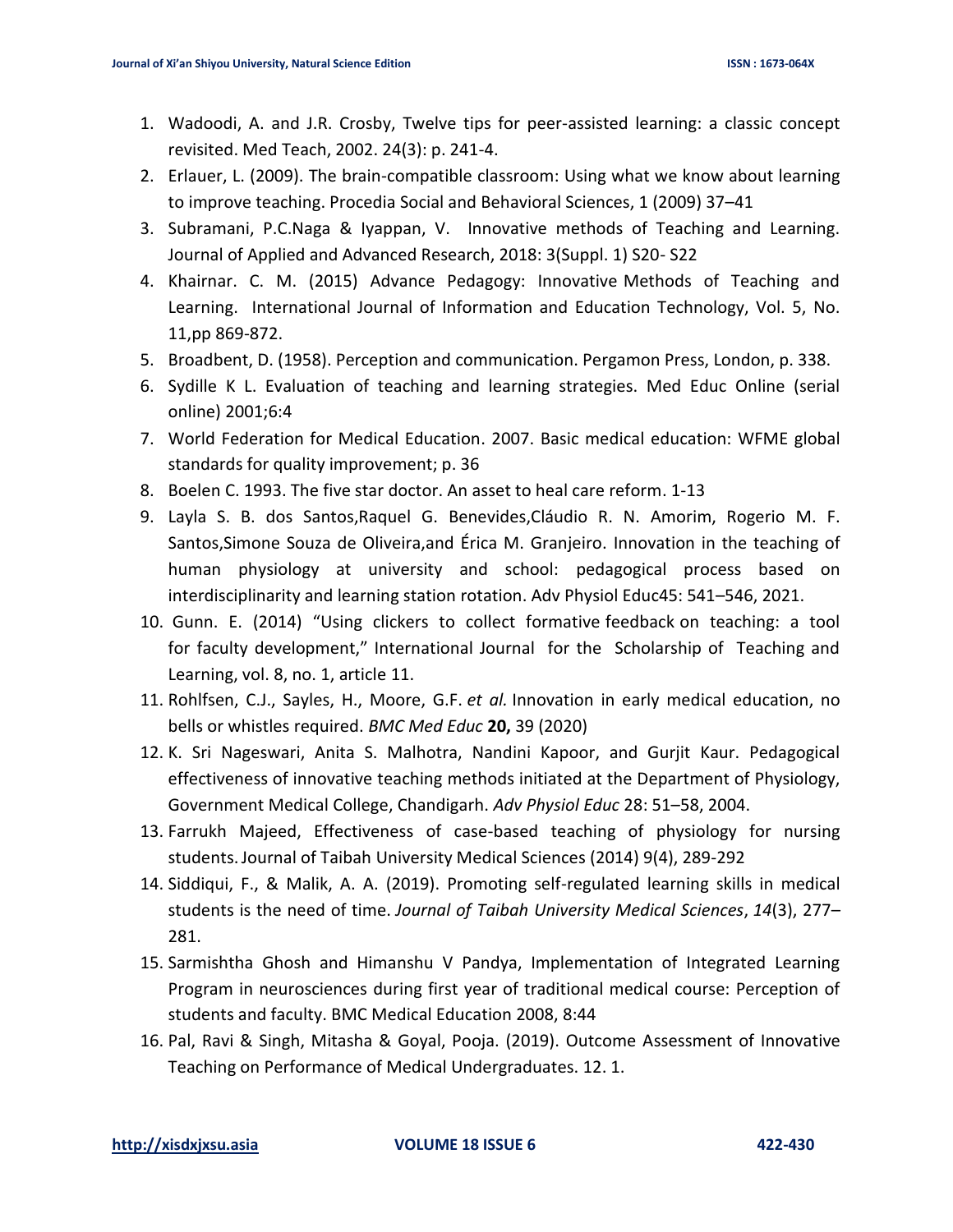1. Wadoodi, A. and J.R. Crosby, Twelve tips for peer-assisted learning: a classic concept revisited. Med Teach, 2002. 24(3): p. 241-4.
2. Erlauer, L. (2009). The brain-compatible classroom: Using what we know about learning to improve teaching. Procedia Social and Behavioral Sciences, 1 (2009) 37–41
3. Subramani, P.C.Naga & Iyappan, V. Innovative methods of Teaching and Learning. Journal of Applied and Advanced Research, 2018: 3(Suppl. 1) S20- S22
4. Khairnar. C. M. (2015) Advance Pedagogy: Innovative Methods of Teaching and Learning. International Journal of Information and Education Technology, Vol. 5, No. 11,pp 869-872.
5. Broadbent, D. (1958). Perception and communication. Pergamon Press, London, p. 338.
6. Sydille K L. Evaluation of teaching and learning strategies. Med Educ Online (serial online) 2001;6:4
7. World Federation for Medical Education. 2007. Basic medical education: WFME global standards for quality improvement; p. 36
8. Boelen C. 1993. The five star doctor. An asset to heal care reform. 1-13
9. Layla S. B. dos Santos,Raquel G. Benevides,Cláudio R. N. Amorim, Rogerio M. F. Santos,Simone Souza de Oliveira,and Érica M. Granjeiro. Innovation in the teaching of human physiology at university and school: pedagogical process based on interdisciplinarity and learning station rotation. Adv Physiol Educ45: 541–546, 2021.
10. Gunn. E. (2014) "Using clickers to collect formative feedback on teaching: a tool for faculty development," International Journal for the Scholarship of Teaching and Learning, vol. 8, no. 1, article 11.
11. Rohlfsen, C.J., Sayles, H., Moore, G.F. *et al.* Innovation in early medical education, no bells or whistles required. *BMC Med Educ* **20,** 39 (2020)
12. K. Sri Nageswari, Anita S. Malhotra, Nandini Kapoor, and Gurjit Kaur. Pedagogical effectiveness of innovative teaching methods initiated at the Department of Physiology, Government Medical College, Chandigarh. *Adv Physiol Educ* 28: 51–58, 2004.
13. Farrukh Majeed, Effectiveness of case-based teaching of physiology for nursing students. Journal of Taibah University Medical Sciences (2014) 9(4), 289-292
14. Siddiqui, F., & Malik, A. A. (2019). Promoting self-regulated learning skills in medical students is the need of time. *Journal of Taibah University Medical Sciences*, *14*(3), 277–281.
15. Sarmishtha Ghosh and Himanshu V Pandya, Implementation of Integrated Learning Program in neurosciences during first year of traditional medical course: Perception of students and faculty. BMC Medical Education 2008, 8:44
16. Pal, Ravi & Singh, Mitasha & Goyal, Pooja. (2019). Outcome Assessment of Innovative Teaching on Performance of Medical Undergraduates. 12. 1.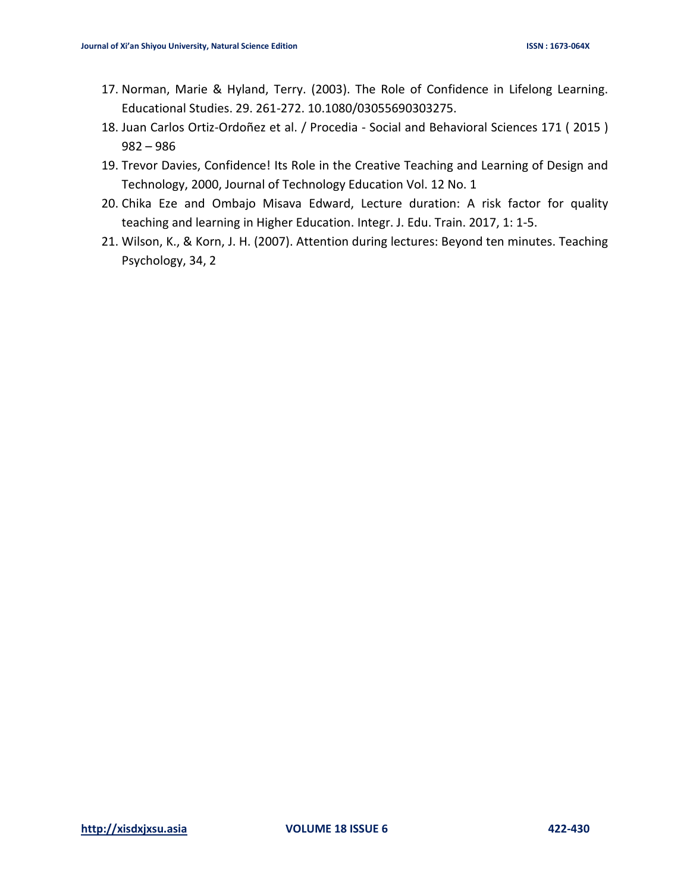17. Norman, Marie & Hyland, Terry. (2003). The Role of Confidence in Lifelong Learning. Educational Studies. 29. 261-272. 10.1080/03055690303275.
18. Juan Carlos Ortiz-Ordoñez et al. / Procedia - Social and Behavioral Sciences 171 ( 2015 ) 982 – 986
19. Trevor Davies, Confidence! Its Role in the Creative Teaching and Learning of Design and Technology, 2000, Journal of Technology Education Vol. 12 No. 1
20. Chika Eze and Ombajo Misava Edward, Lecture duration: A risk factor for quality teaching and learning in Higher Education. Integr. J. Edu. Train. 2017, 1: 1-5.
21. Wilson, K., & Korn, J. H. (2007). Attention during lectures: Beyond ten minutes. Teaching Psychology, 34, 2